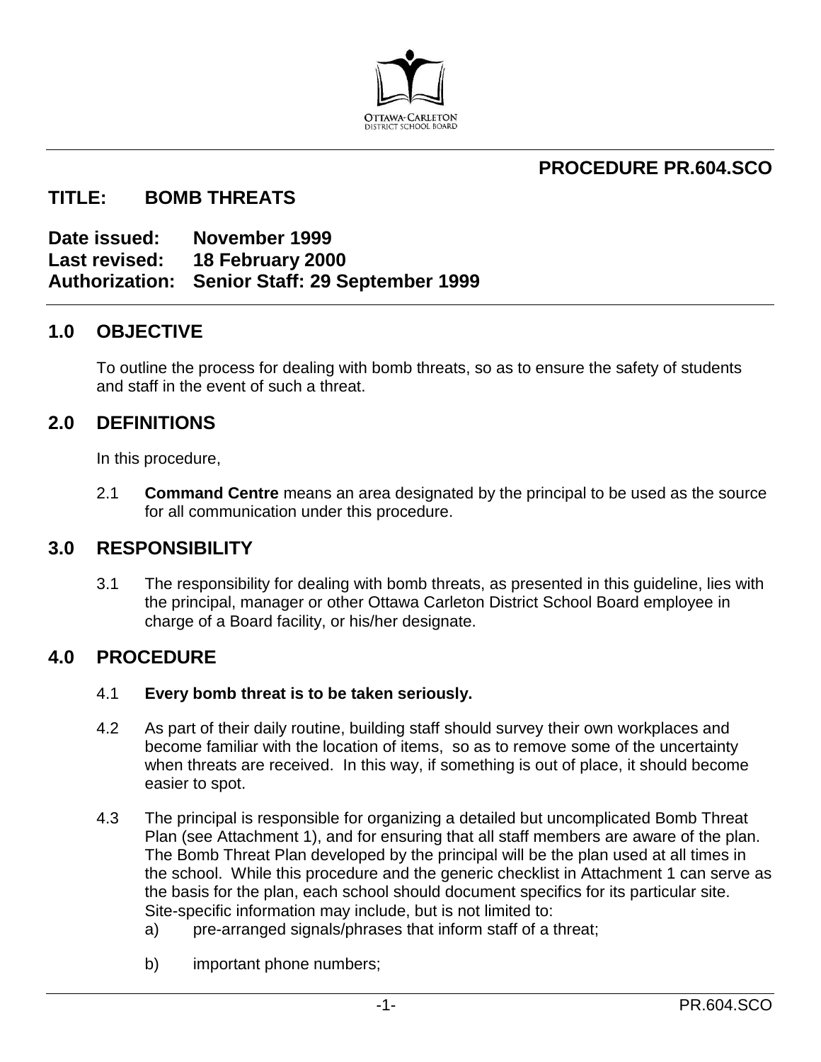# PROCEDURE PR.604.SCO

## TITLE: BOMB THREATS

**Date issued:** November 1999
**Last revised:** 18 February 2000
**Authorization:** Senior Staff: 29 September 1999

## 1.0 OBJECTIVE

To outline the process for dealing with bomb threats, so as to ensure the safety of students and staff in the event of such a threat.

## 2.0 DEFINITIONS

In this procedure,

2.1 **Command Centre** means an area designated by the principal to be used as the source for all communication under this procedure.

## 3.0 RESPONSIBILITY

3.1 The responsibility for dealing with bomb threats, as presented in this guideline, lies with the principal, manager or other Ottawa Carleton District School Board employee in charge of a Board facility, or his/her designate.

## 4.0 PROCEDURE

4.1 **Every bomb threat is to be taken seriously.**

4.2 As part of their daily routine, building staff should survey their own workplaces and become familiar with the location of items, so as to remove some of the uncertainty when threats are received. In this way, if something is out of place, it should become easier to spot.

4.3 The principal is responsible for organizing a detailed but uncomplicated Bomb Threat Plan (see Attachment 1), and for ensuring that all staff members are aware of the plan. The Bomb Threat Plan developed by the principal will be the plan used at all times in the school. While this procedure and the generic checklist in Attachment 1 can serve as the basis for the plan, each school should document specifics for its particular site. Site-specific information may include, but is not limited to:

a) pre-arranged signals/phrases that inform staff of a threat;

b) important phone numbers;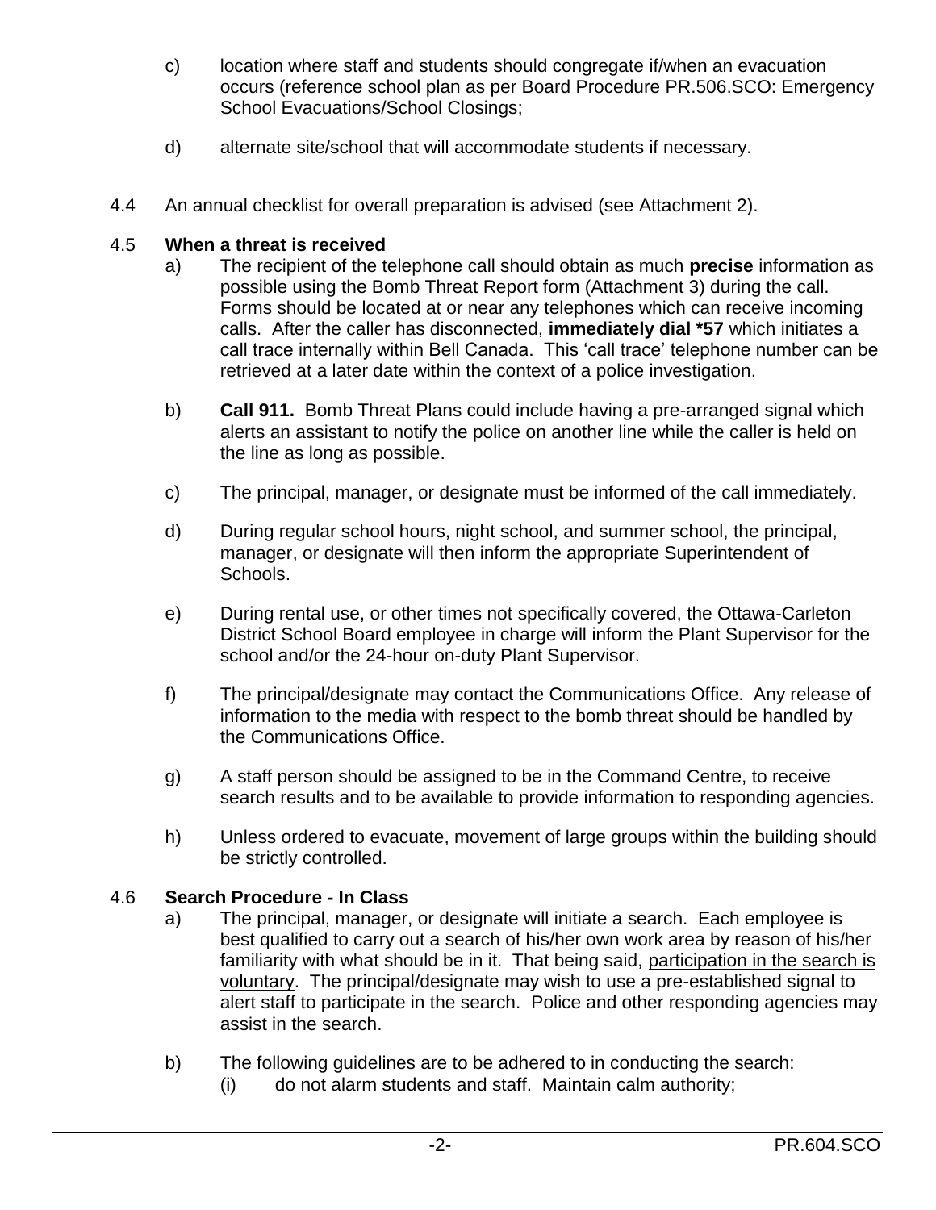c) location where staff and students should congregate if/when an evacuation occurs (reference school plan as per Board Procedure PR.506.SCO: Emergency School Evacuations/School Closings;

d) alternate site/school that will accommodate students if necessary.

4.4 An annual checklist for overall preparation is advised (see Attachment 2).

4.5 **When a threat is received**

a) The recipient of the telephone call should obtain as much **precise** information as possible using the Bomb Threat Report form (Attachment 3) during the call. Forms should be located at or near any telephones which can receive incoming calls. After the caller has disconnected, **immediately dial *57** which initiates a call trace internally within Bell Canada. This 'call trace' telephone number can be retrieved at a later date within the context of a police investigation.

b) **Call 911.** Bomb Threat Plans could include having a pre-arranged signal which alerts an assistant to notify the police on another line while the caller is held on the line as long as possible.

c) The principal, manager, or designate must be informed of the call immediately.

d) During regular school hours, night school, and summer school, the principal, manager, or designate will then inform the appropriate Superintendent of Schools.

e) During rental use, or other times not specifically covered, the Ottawa-Carleton District School Board employee in charge will inform the Plant Supervisor for the school and/or the 24-hour on-duty Plant Supervisor.

f) The principal/designate may contact the Communications Office. Any release of information to the media with respect to the bomb threat should be handled by the Communications Office.

g) A staff person should be assigned to be in the Command Centre, to receive search results and to be available to provide information to responding agencies.

h) Unless ordered to evacuate, movement of large groups within the building should be strictly controlled.

4.6 **Search Procedure - In Class**

a) The principal, manager, or designate will initiate a search. Each employee is best qualified to carry out a search of his/her own work area by reason of his/her familiarity with what should be in it. That being said, <u>participation in the search is voluntary</u>. The principal/designate may wish to use a pre-established signal to alert staff to participate in the search. Police and other responding agencies may assist in the search.

b) The following guidelines are to be adhered to in conducting the search:

(i) do not alarm students and staff. Maintain calm authority;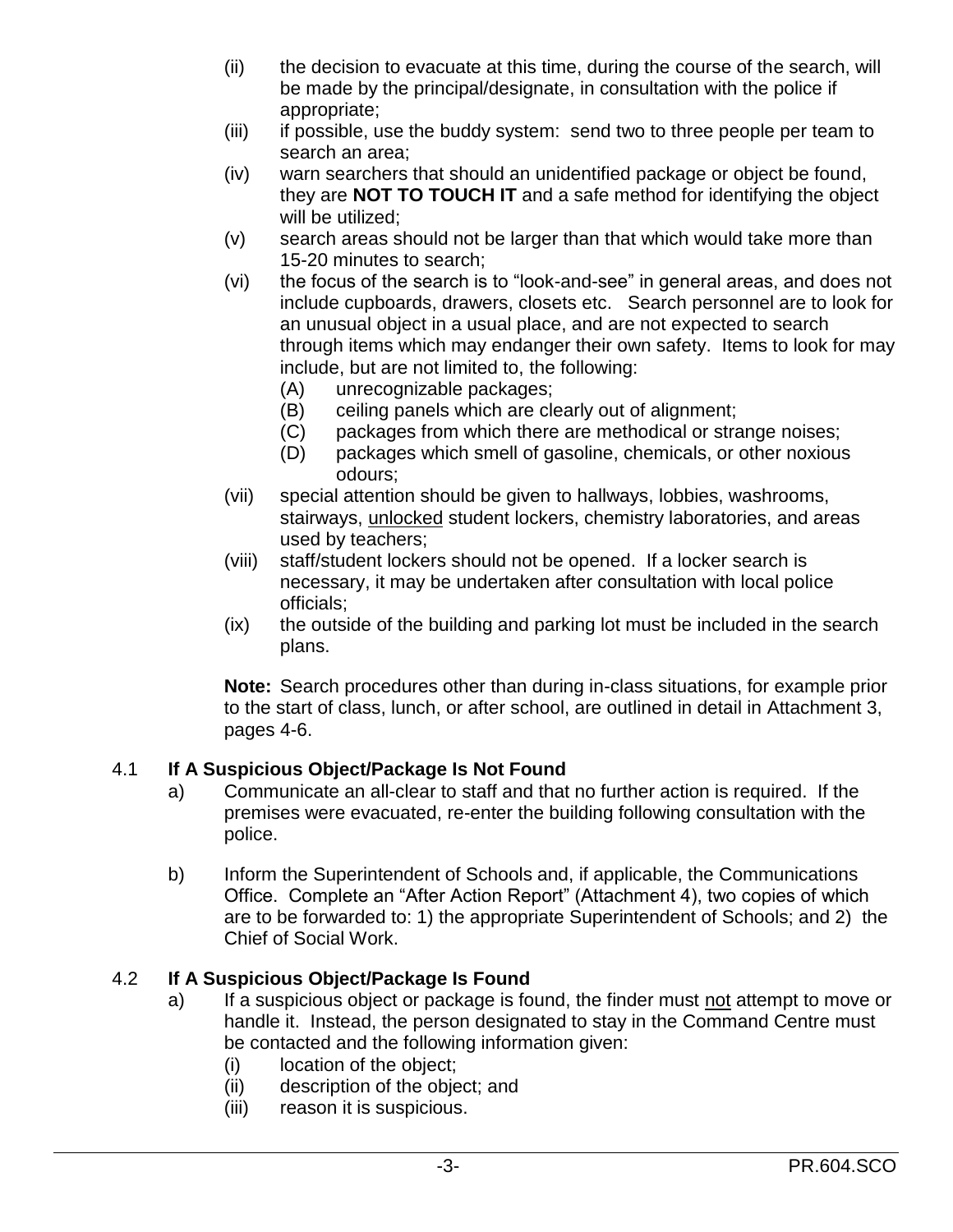(ii) the decision to evacuate at this time, during the course of the search, will be made by the principal/designate, in consultation with the police if appropriate;

(iii) if possible, use the buddy system: send two to three people per team to search an area;

(iv) warn searchers that should an unidentified package or object be found, they are **NOT TO TOUCH IT** and a safe method for identifying the object will be utilized;

(v) search areas should not be larger than that which would take more than 15-20 minutes to search;

(vi) the focus of the search is to "look-and-see" in general areas, and does not include cupboards, drawers, closets etc. Search personnel are to look for an unusual object in a usual place, and are not expected to search through items which may endanger their own safety. Items to look for may include, but are not limited to, the following:

   (A) unrecognizable packages;
   (B) ceiling panels which are clearly out of alignment;
   (C) packages from which there are methodical or strange noises;
   (D) packages which smell of gasoline, chemicals, or other noxious odours;

(vii) special attention should be given to hallways, lobbies, washrooms, stairways, unlocked student lockers, chemistry laboratories, and areas used by teachers;

(viii) staff/student lockers should not be opened. If a locker search is necessary, it may be undertaken after consultation with local police officials;

(ix) the outside of the building and parking lot must be included in the search plans.

**Note:** Search procedures other than during in-class situations, for example prior to the start of class, lunch, or after school, are outlined in detail in Attachment 3, pages 4-6.

## 4.1 If A Suspicious Object/Package Is Not Found

a) Communicate an all-clear to staff and that no further action is required. If the premises were evacuated, re-enter the building following consultation with the police.

b) Inform the Superintendent of Schools and, if applicable, the Communications Office. Complete an "After Action Report" (Attachment 4), two copies of which are to be forwarded to: 1) the appropriate Superintendent of Schools; and 2) the Chief of Social Work.

## 4.2 If A Suspicious Object/Package Is Found

a) If a suspicious object or package is found, the finder must not attempt to move or handle it. Instead, the person designated to stay in the Command Centre must be contacted and the following information given:

   (i) location of the object;
   (ii) description of the object; and
   (iii) reason it is suspicious.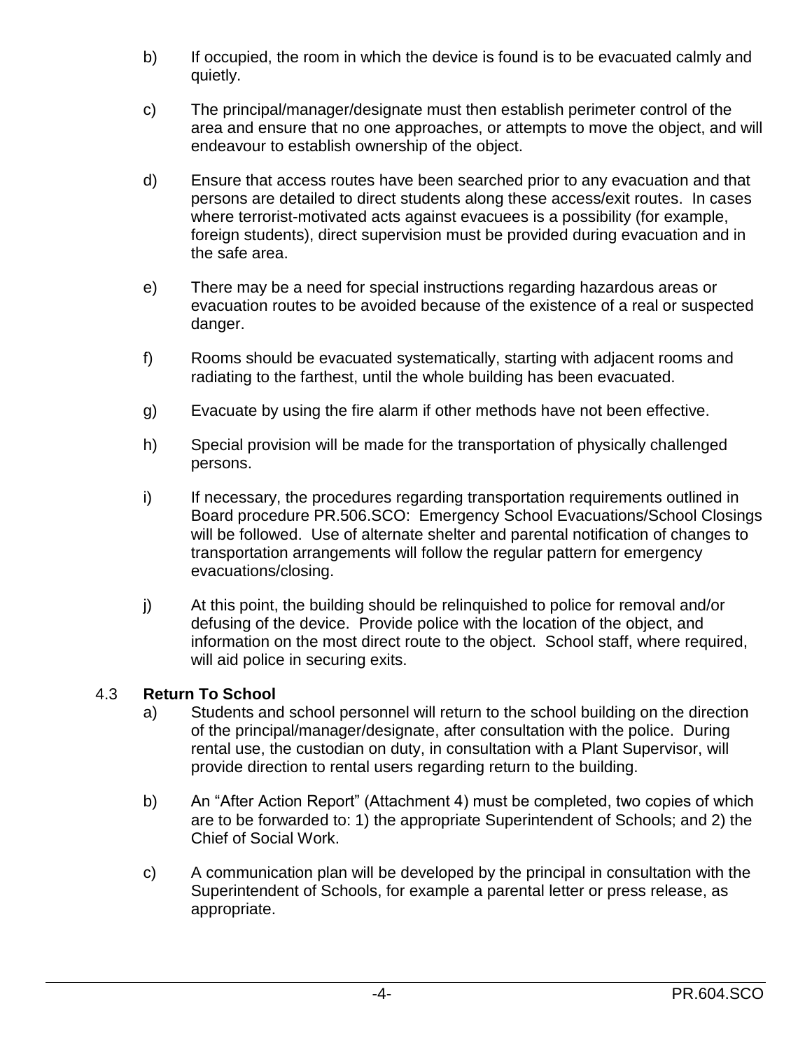b) If occupied, the room in which the device is found is to be evacuated calmly and quietly.

c) The principal/manager/designate must then establish perimeter control of the area and ensure that no one approaches, or attempts to move the object, and will endeavour to establish ownership of the object.

d) Ensure that access routes have been searched prior to any evacuation and that persons are detailed to direct students along these access/exit routes. In cases where terrorist-motivated acts against evacuees is a possibility (for example, foreign students), direct supervision must be provided during evacuation and in the safe area.

e) There may be a need for special instructions regarding hazardous areas or evacuation routes to be avoided because of the existence of a real or suspected danger.

f) Rooms should be evacuated systematically, starting with adjacent rooms and radiating to the farthest, until the whole building has been evacuated.

g) Evacuate by using the fire alarm if other methods have not been effective.

h) Special provision will be made for the transportation of physically challenged persons.

i) If necessary, the procedures regarding transportation requirements outlined in Board procedure PR.506.SCO: Emergency School Evacuations/School Closings will be followed. Use of alternate shelter and parental notification of changes to transportation arrangements will follow the regular pattern for emergency evacuations/closing.

j) At this point, the building should be relinquished to police for removal and/or defusing of the device. Provide police with the location of the object, and information on the most direct route to the object. School staff, where required, will aid police in securing exits.

### 4.3 **Return To School**

a) Students and school personnel will return to the school building on the direction of the principal/manager/designate, after consultation with the police. During rental use, the custodian on duty, in consultation with a Plant Supervisor, will provide direction to rental users regarding return to the building.

b) An “After Action Report” (Attachment 4) must be completed, two copies of which are to be forwarded to: 1) the appropriate Superintendent of Schools; and 2) the Chief of Social Work.

c) A communication plan will be developed by the principal in consultation with the Superintendent of Schools, for example a parental letter or press release, as appropriate.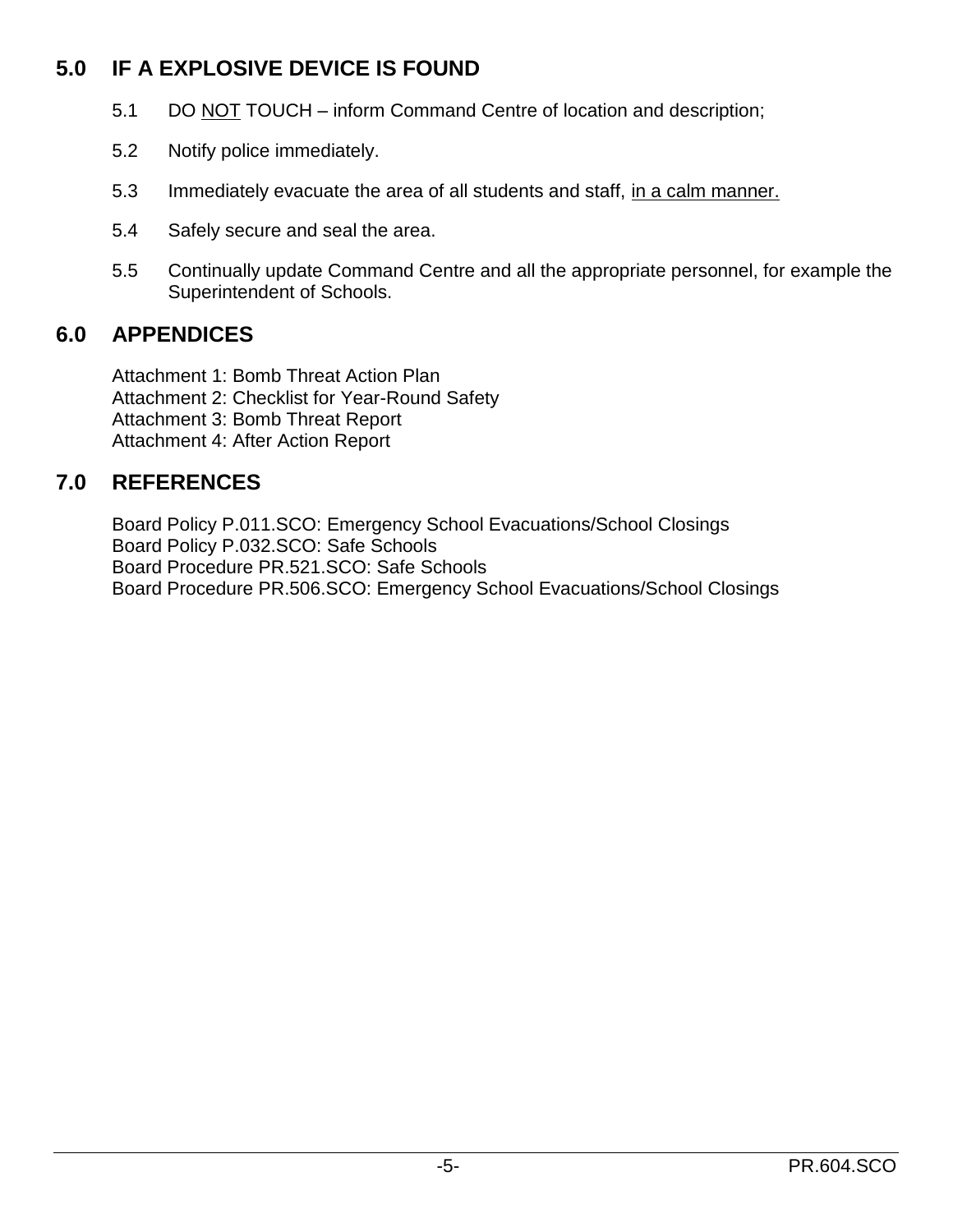## 5.0 IF A EXPLOSIVE DEVICE IS FOUND

5.1 DO <u>NOT</u> TOUCH – inform Command Centre of location and description;

5.2 Notify police immediately.

5.3 Immediately evacuate the area of all students and staff, <u>in a calm manner.</u>

5.4 Safely secure and seal the area.

5.5 Continually update Command Centre and all the appropriate personnel, for example the Superintendent of Schools.

## 6.0 APPENDICES

Attachment 1: Bomb Threat Action Plan
Attachment 2: Checklist for Year-Round Safety
Attachment 3: Bomb Threat Report
Attachment 4: After Action Report

## 7.0 REFERENCES

Board Policy P.011.SCO: Emergency School Evacuations/School Closings
Board Policy P.032.SCO: Safe Schools
Board Procedure PR.521.SCO: Safe Schools
Board Procedure PR.506.SCO: Emergency School Evacuations/School Closings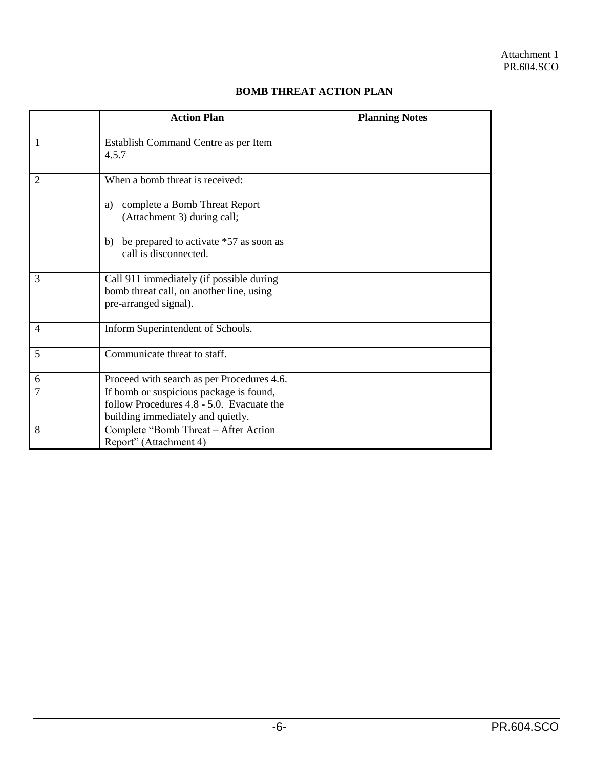Attachment 1
PR.604.SCO

# BOMB THREAT ACTION PLAN

| | Action Plan | Planning Notes |
|---|---|---|
| 1 | Establish Command Centre as per Item 4.5.7 | |
| 2 | When a bomb threat is received:<br><br>a) complete a Bomb Threat Report (Attachment 3) during call;<br><br>b) be prepared to activate *57 as soon as call is disconnected. | |
| 3 | Call 911 immediately (if possible during bomb threat call, on another line, using pre-arranged signal). | |
| 4 | Inform Superintendent of Schools. | |
| 5 | Communicate threat to staff. | |
| 6 | Proceed with search as per Procedures 4.6. | |
| 7 | If bomb or suspicious package is found, follow Procedures 4.8 - 5.0. Evacuate the building immediately and quietly. | |
| 8 | Complete “Bomb Threat – After Action Report” (Attachment 4) | |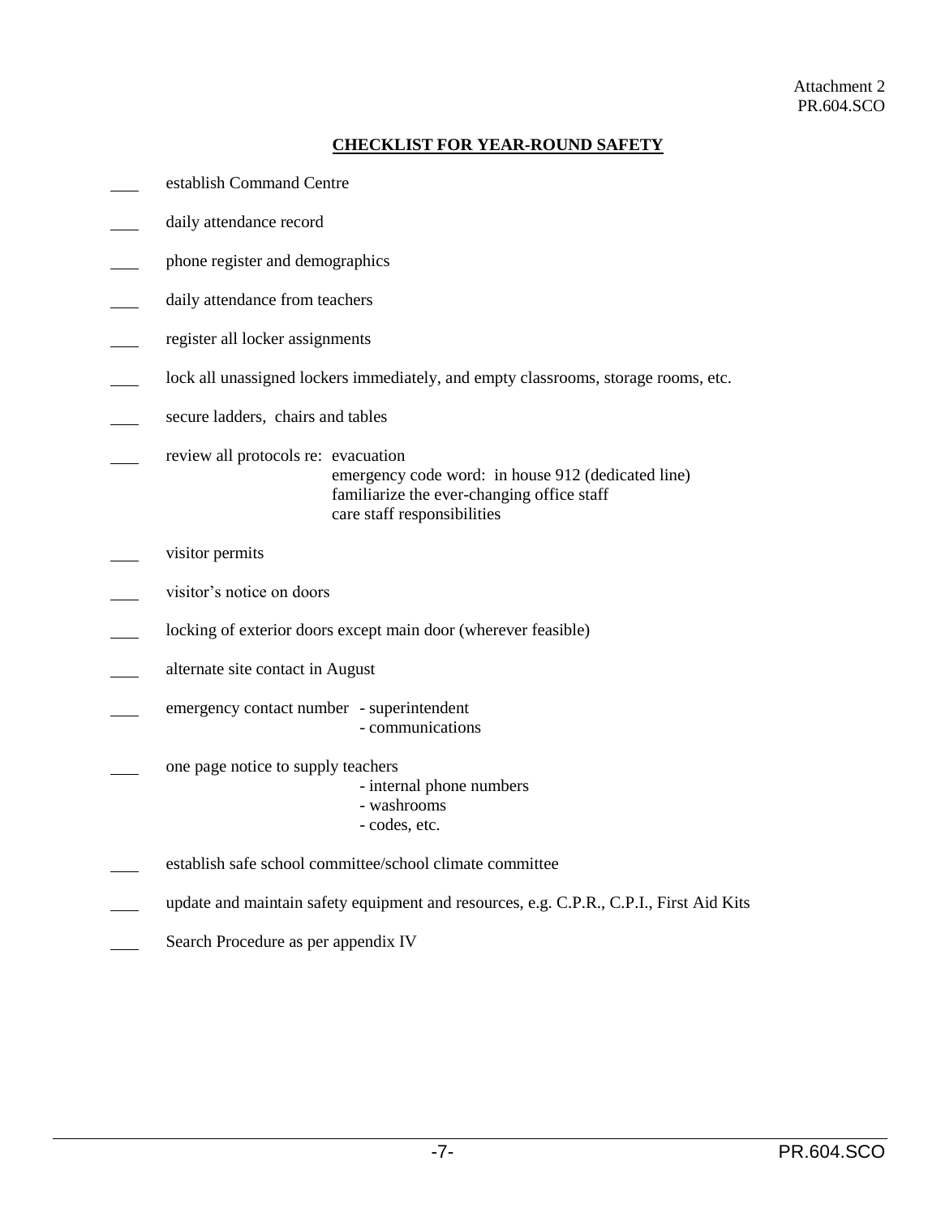Attachment 2
PR.604.SCO

## CHECKLIST FOR YEAR-ROUND SAFETY

- ___ establish Command Centre
- ___ daily attendance record
- ___ phone register and demographics
- ___ daily attendance from teachers
- ___ register all locker assignments
- ___ lock all unassigned lockers immediately, and empty classrooms, storage rooms, etc.
- ___ secure ladders, chairs and tables
- ___ review all protocols re: evacuation
  - emergency code word: in house 912 (dedicated line)
  - familiarize the ever-changing office staff
  - care staff responsibilities
- ___ visitor permits
- ___ visitor's notice on doors
- ___ locking of exterior doors except main door (wherever feasible)
- ___ alternate site contact in August
- ___ emergency contact number
  - superintendent
  - communications
- ___ one page notice to supply teachers
  - internal phone numbers
  - washrooms
  - codes, etc.
- ___ establish safe school committee/school climate committee
- ___ update and maintain safety equipment and resources, e.g. C.P.R., C.P.I., First Aid Kits
- ___ Search Procedure as per appendix IV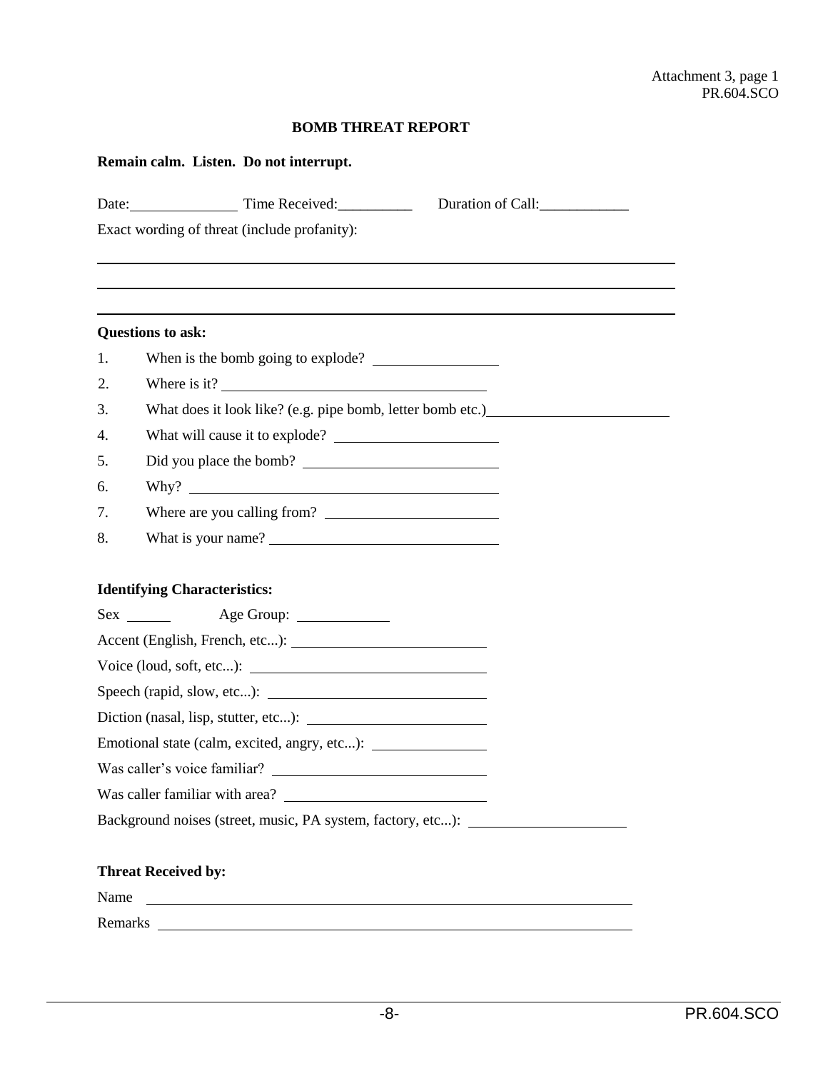Attachment 3, page 1

## BOMB THREAT REPORT

**Remain calm. Listen. Do not interrupt.**

Date: ______________ Time Received: __________ Duration of Call: ____________

Exact wording of threat (include profanity):

______________________________________________________________________

______________________________________________________________________

______________________________________________________________________

**Questions to ask:**

1. When is the bomb going to explode? ________________
2. Where is it? ________________________________
3. What does it look like? (e.g. pipe bomb, letter bomb etc.) ______________________
4. What will cause it to explode? ____________________
5. Did you place the bomb? ________________________
6. Why? ______________________________________
7. Where are you calling from? _____________________
8. What is your name? ____________________________

**Identifying Characteristics:**

Sex ______ Age Group: ____________

Accent (English, French, etc...): __________________________

Voice (loud, soft, etc...): ______________________________

Speech (rapid, slow, etc...): ____________________________

Diction (nasal, lisp, stutter, etc...): _______________________

Emotional state (calm, excited, angry, etc...): ______________

Was caller's voice familiar? ____________________________

Was caller familiar with area? __________________________

Background noises (street, music, PA system, factory, etc...): ____________________

**Threat Received by:**

Name ______________________________________________________________

Remarks ____________________________________________________________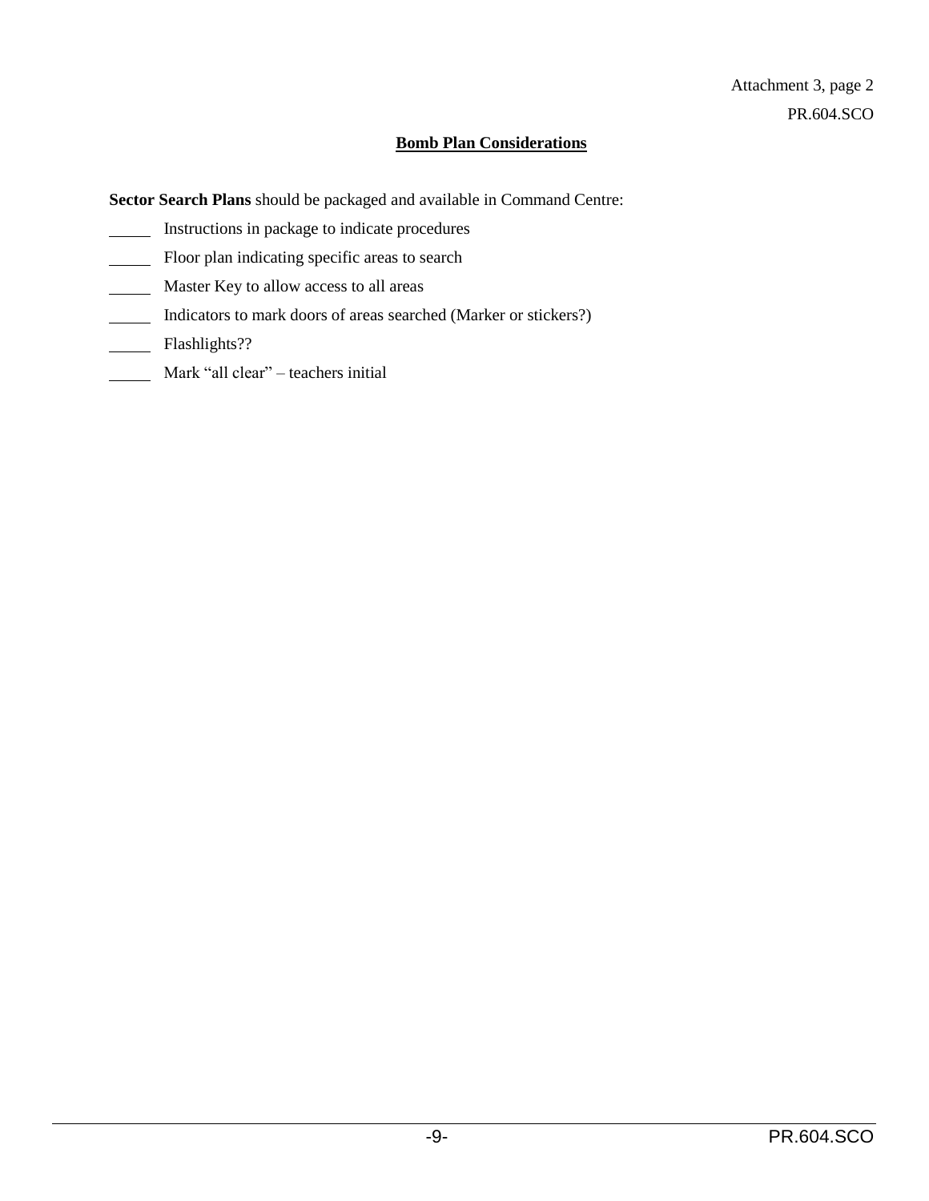Attachment 3, page 2

PR.604.SCO

## Bomb Plan Considerations

**Sector Search Plans** should be packaged and available in Command Centre:

_____ Instructions in package to indicate procedures

_____ Floor plan indicating specific areas to search

_____ Master Key to allow access to all areas

_____ Indicators to mark doors of areas searched (Marker or stickers?)

_____ Flashlights??

_____ Mark "all clear" – teachers initial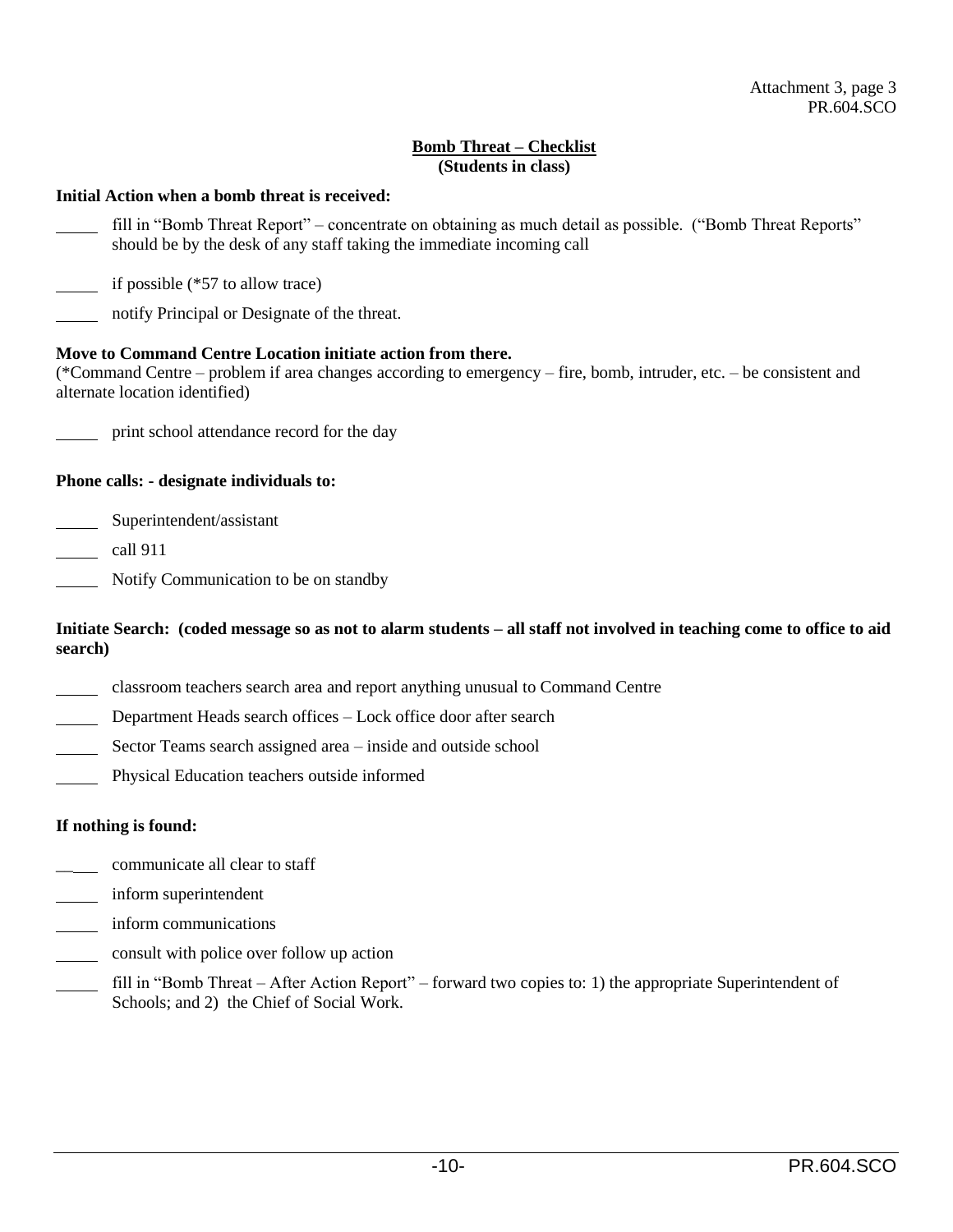Attachment 3, page 3
PR.604.SCO

**Bomb Threat – Checklist**
**(Students in class)**

**Initial Action when a bomb threat is received:**

_____ fill in "Bomb Threat Report" – concentrate on obtaining as much detail as possible. ("Bomb Threat Reports" should be by the desk of any staff taking the immediate incoming call

_____ if possible (*57 to allow trace)

_____ notify Principal or Designate of the threat.

**Move to Command Centre Location initiate action from there.**
(*Command Centre – problem if area changes according to emergency – fire, bomb, intruder, etc. – be consistent and alternate location identified)

_____ print school attendance record for the day

**Phone calls: - designate individuals to:**

_____ Superintendent/assistant

_____ call 911

_____ Notify Communication to be on standby

**Initiate Search: (coded message so as not to alarm students – all staff not involved in teaching come to office to aid search)**

_____ classroom teachers search area and report anything unusual to Command Centre

_____ Department Heads search offices – Lock office door after search

_____ Sector Teams search assigned area – inside and outside school

_____ Physical Education teachers outside informed

**If nothing is found:**

_____ communicate all clear to staff

_____ inform superintendent

_____ inform communications

_____ consult with police over follow up action

_____ fill in "Bomb Threat – After Action Report" – forward two copies to: 1) the appropriate Superintendent of Schools; and 2) the Chief of Social Work.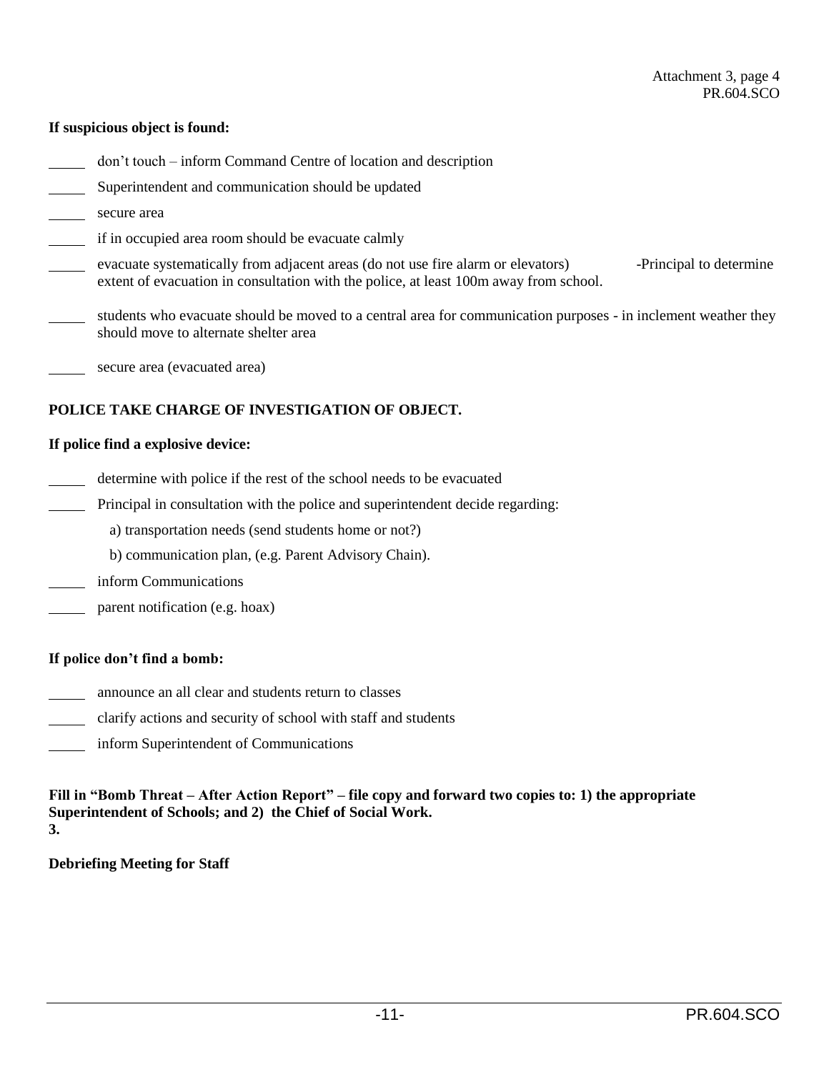**If suspicious object is found:**

- _____ don't touch – inform Command Centre of location and description
- _____ Superintendent and communication should be updated
- _____ secure area
- _____ if in occupied area room should be evacuate calmly
- _____ evacuate systematically from adjacent areas (do not use fire alarm or elevators) -Principal to determine extent of evacuation in consultation with the police, at least 100m away from school.
- _____ students who evacuate should be moved to a central area for communication purposes - in inclement weather they should move to alternate shelter area
- _____ secure area (evacuated area)

**POLICE TAKE CHARGE OF INVESTIGATION OF OBJECT.**

**If police find a explosive device:**

- _____ determine with police if the rest of the school needs to be evacuated
- _____ Principal in consultation with the police and superintendent decide regarding:
  - a) transportation needs (send students home or not?)
  - b) communication plan, (e.g. Parent Advisory Chain).
- _____ inform Communications
- _____ parent notification (e.g. hoax)

**If police don't find a bomb:**

- _____ announce an all clear and students return to classes
- _____ clarify actions and security of school with staff and students
- _____ inform Superintendent of Communications

**Fill in "Bomb Threat – After Action Report" – file copy and forward two copies to: 1) the appropriate Superintendent of Schools; and 2) the Chief of Social Work.**
**3.**

**Debriefing Meeting for Staff**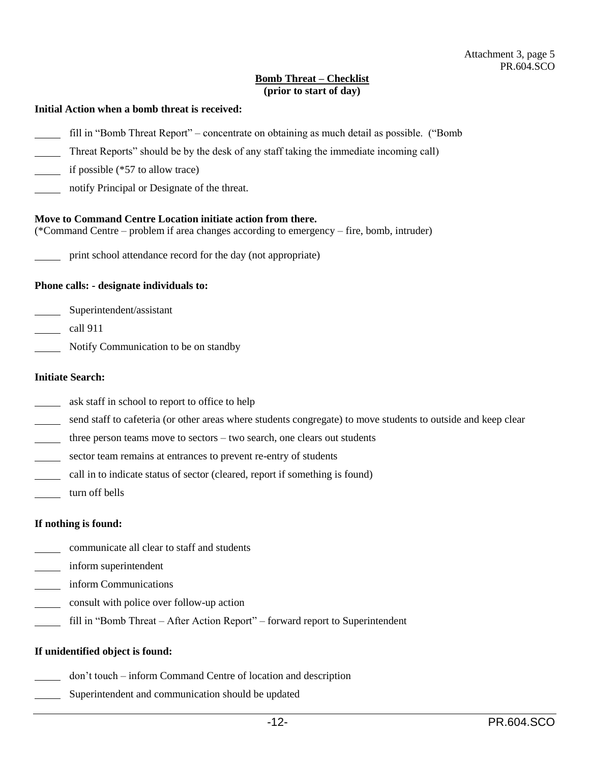Attachment 3, page 5
PR.604.SCO

**Bomb Threat – Checklist**
**(prior to start of day)**

**Initial Action when a bomb threat is received:**

_____ fill in "Bomb Threat Report" – concentrate on obtaining as much detail as possible. ("Bomb
_____ Threat Reports" should be by the desk of any staff taking the immediate incoming call)
_____ if possible (*57 to allow trace)
_____ notify Principal or Designate of the threat.

**Move to Command Centre Location initiate action from there.**
(*Command Centre – problem if area changes according to emergency – fire, bomb, intruder)

_____ print school attendance record for the day (not appropriate)

**Phone calls: - designate individuals to:**

_____ Superintendent/assistant
_____ call 911
_____ Notify Communication to be on standby

**Initiate Search:**

_____ ask staff in school to report to office to help
_____ send staff to cafeteria (or other areas where students congregate) to move students to outside and keep clear
_____ three person teams move to sectors – two search, one clears out students
_____ sector team remains at entrances to prevent re-entry of students
_____ call in to indicate status of sector (cleared, report if something is found)
_____ turn off bells

**If nothing is found:**

_____ communicate all clear to staff and students
_____ inform superintendent
_____ inform Communications
_____ consult with police over follow-up action
_____ fill in "Bomb Threat – After Action Report" – forward report to Superintendent

**If unidentified object is found:**

_____ don't touch – inform Command Centre of location and description
_____ Superintendent and communication should be updated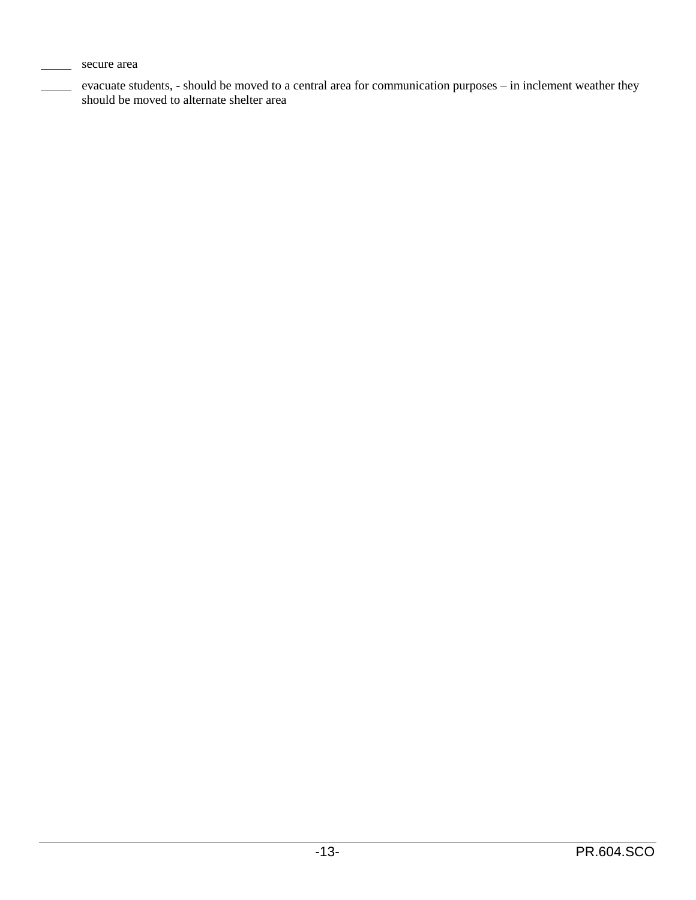_____ secure area

_____ evacuate students, - should be moved to a central area for communication purposes – in inclement weather they should be moved to alternate shelter area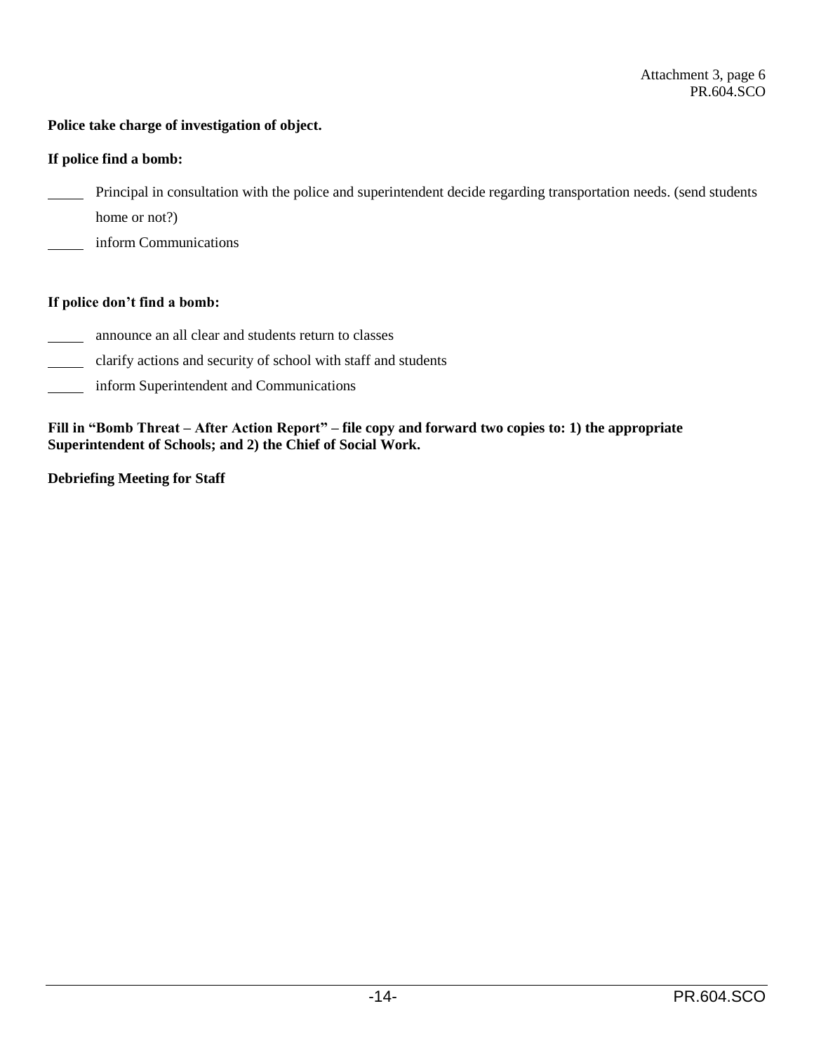**Police take charge of investigation of object.**

**If police find a bomb:**

_____ Principal in consultation with the police and superintendent decide regarding transportation needs. (send students home or not?)

_____ inform Communications

**If police don't find a bomb:**

_____ announce an all clear and students return to classes

_____ clarify actions and security of school with staff and students

_____ inform Superintendent and Communications

**Fill in "Bomb Threat – After Action Report" – file copy and forward two copies to: 1) the appropriate Superintendent of Schools; and 2) the Chief of Social Work.**

**Debriefing Meeting for Staff**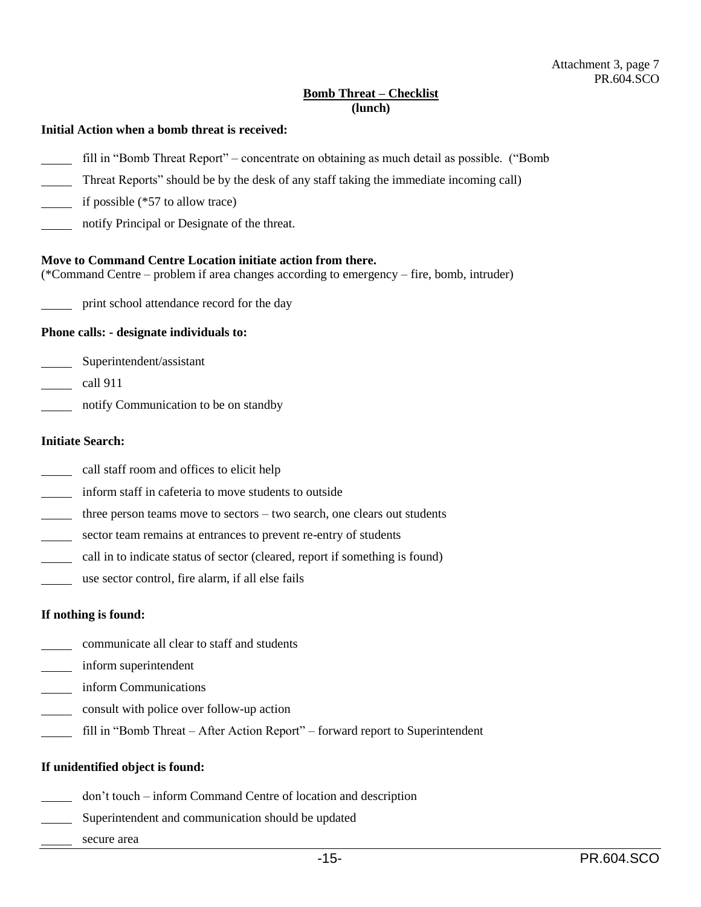Attachment 3, page 7
PR.604.SCO

**Bomb Threat – Checklist**
**(lunch)**

**Initial Action when a bomb threat is received:**

_____ fill in "Bomb Threat Report" – concentrate on obtaining as much detail as possible. ("Bomb
_____ Threat Reports" should be by the desk of any staff taking the immediate incoming call)
_____ if possible (*57 to allow trace)
_____ notify Principal or Designate of the threat.

**Move to Command Centre Location initiate action from there.**
(*Command Centre – problem if area changes according to emergency – fire, bomb, intruder)

_____ print school attendance record for the day

**Phone calls: - designate individuals to:**

_____ Superintendent/assistant
_____ call 911
_____ notify Communication to be on standby

**Initiate Search:**

_____ call staff room and offices to elicit help
_____ inform staff in cafeteria to move students to outside
_____ three person teams move to sectors – two search, one clears out students
_____ sector team remains at entrances to prevent re-entry of students
_____ call in to indicate status of sector (cleared, report if something is found)
_____ use sector control, fire alarm, if all else fails

**If nothing is found:**

_____ communicate all clear to staff and students
_____ inform superintendent
_____ inform Communications
_____ consult with police over follow-up action
_____ fill in "Bomb Threat – After Action Report" – forward report to Superintendent

**If unidentified object is found:**

_____ don't touch – inform Command Centre of location and description
_____ Superintendent and communication should be updated
_____ secure area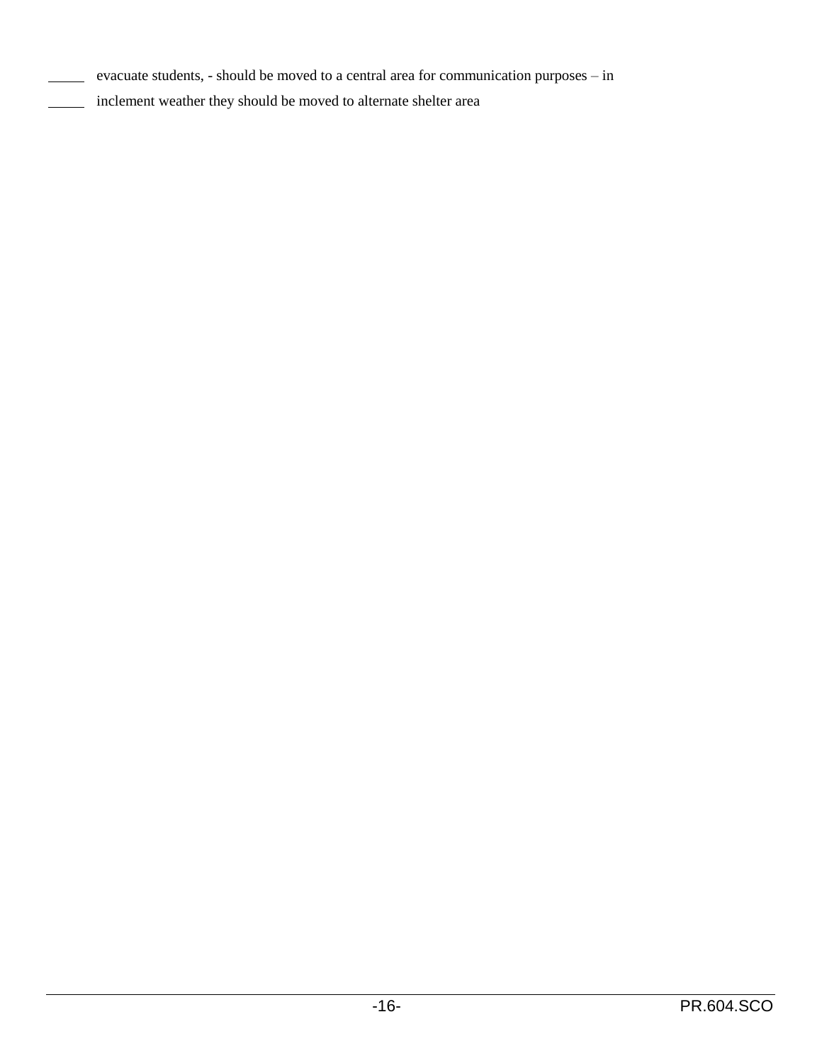_____ evacuate students, - should be moved to a central area for communication purposes – in

_____ inclement weather they should be moved to alternate shelter area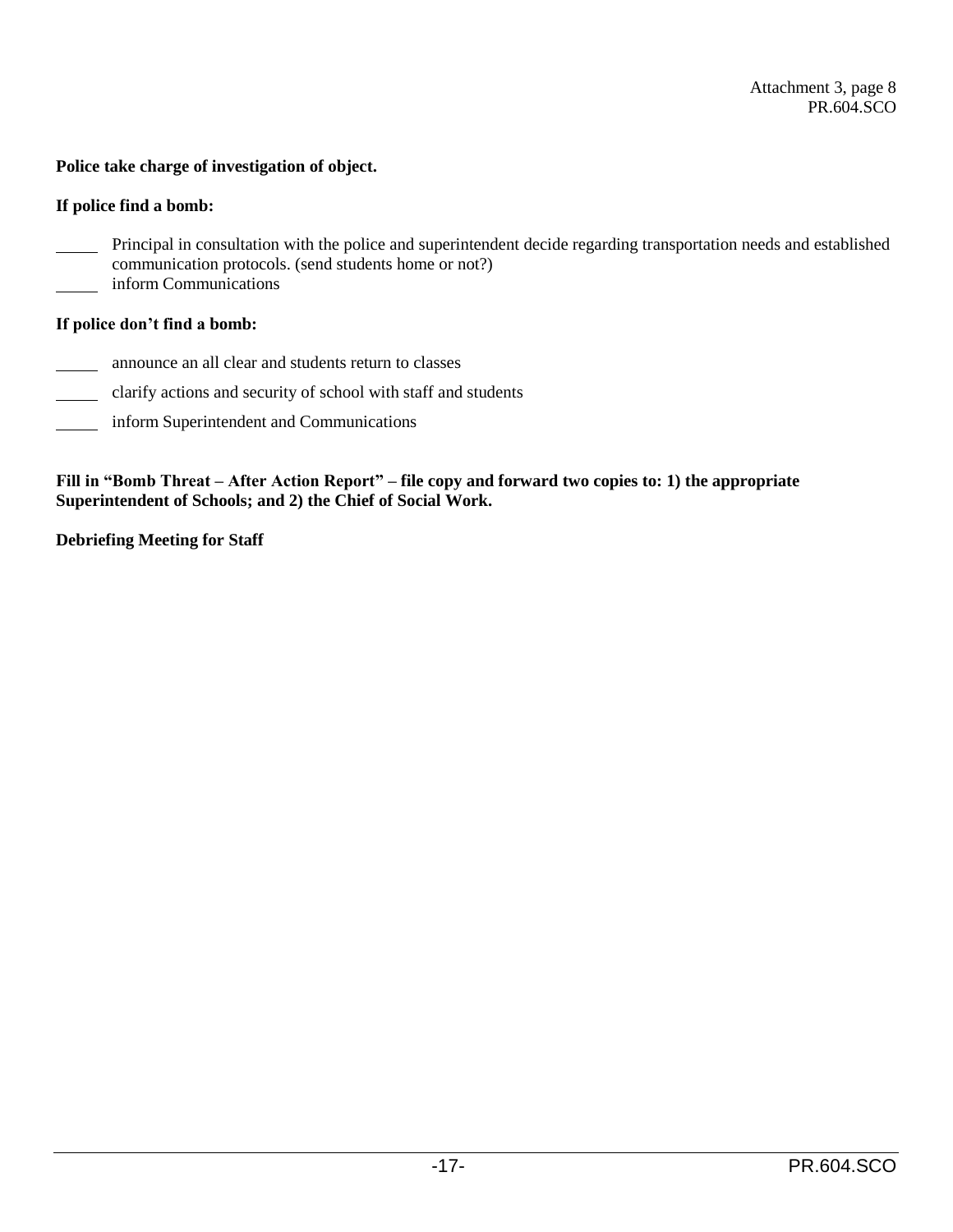Attachment 3, page 8
PR.604.SCO

**Police take charge of investigation of object.**

**If police find a bomb:**

_____ Principal in consultation with the police and superintendent decide regarding transportation needs and established communication protocols. (send students home or not?)
_____ inform Communications

**If police don't find a bomb:**

_____ announce an all clear and students return to classes

_____ clarify actions and security of school with staff and students

_____ inform Superintendent and Communications

**Fill in "Bomb Threat – After Action Report" – file copy and forward two copies to: 1) the appropriate Superintendent of Schools; and 2) the Chief of Social Work.**

**Debriefing Meeting for Staff**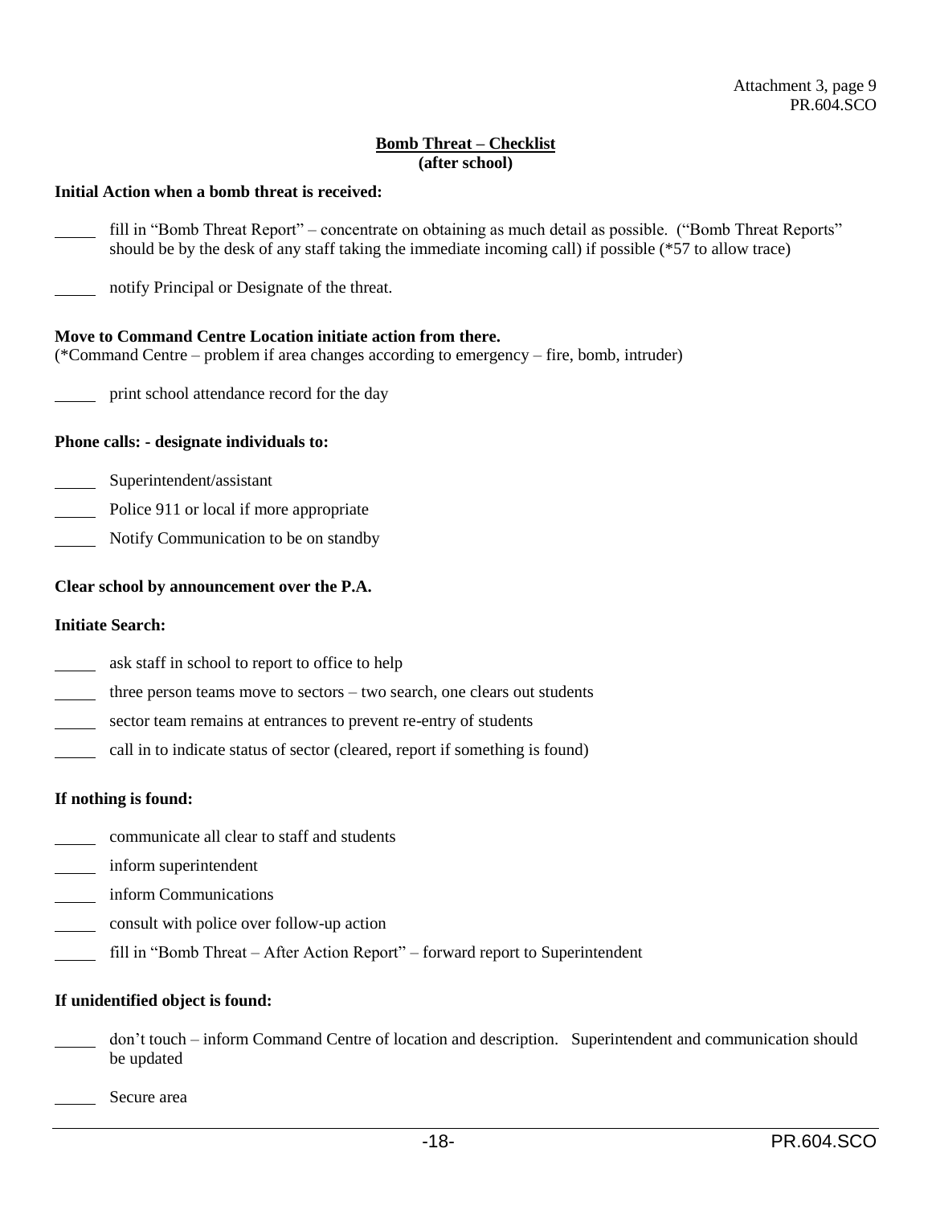Attachment 3, page 9
PR.604.SCO

## Bump Threat – Checklist

**(after school)**

**Initial Action when a bomb threat is received:**

_____ fill in "Bomb Threat Report" – concentrate on obtaining as much detail as possible. ("Bomb Threat Reports" should be by the desk of any staff taking the immediate incoming call) if possible (*57 to allow trace)

_____ notify Principal or Designate of the threat.

**Move to Command Centre Location initiate action from there.**
(*Command Centre – problem if area changes according to emergency – fire, bomb, intruder)

_____ print school attendance record for the day

**Phone calls: - designate individuals to:**

_____ Superintendent/assistant

_____ Police 911 or local if more appropriate

_____ Notify Communication to be on standby

**Clear school by announcement over the P.A.**

**Initiate Search:**

_____ ask staff in school to report to office to help

_____ three person teams move to sectors – two search, one clears out students

_____ sector team remains at entrances to prevent re-entry of students

_____ call in to indicate status of sector (cleared, report if something is found)

**If nothing is found:**

_____ communicate all clear to staff and students

_____ inform superintendent

_____ inform Communications

_____ consult with police over follow-up action

_____ fill in "Bomb Threat – After Action Report" – forward report to Superintendent

**If unidentified object is found:**

_____ don't touch – inform Command Centre of location and description. Superintendent and communication should be updated

_____ Secure area

Attachment 3, page 9
PR.604.SCO

## Bomb Threat – Checklist

**(after school)**

**Initial Action when a bomb threat is received:**

_____ fill in "Bomb Threat Report" – concentrate on obtaining as much detail as possible. ("Bomb Threat Reports" should be by the desk of any staff taking the immediate incoming call) if possible (*57 to allow trace)

_____ notify Principal or Designate of the threat.

**Move to Command Centre Location initiate action from there.**
(*Command Centre – problem if area changes according to emergency – fire, bomb, intruder)

_____ print school attendance record for the day

**Phone calls: - designate individuals to:**

_____ Superintendent/assistant

_____ Police 911 or local if more appropriate

_____ Notify Communication to be on standby

**Clear school by announcement over the P.A.**

**Initiate Search:**

_____ ask staff in school to report to office to help

_____ three person teams move to sectors – two search, one clears out students

_____ sector team remains at entrances to prevent re-entry of students

_____ call in to indicate status of sector (cleared, report if something is found)

**If nothing is found:**

_____ communicate all clear to staff and students

_____ inform superintendent

_____ inform Communications

_____ consult with police over follow-up action

_____ fill in "Bomb Threat – After Action Report" – forward report to Superintendent

**If unidentified object is found:**

_____ don't touch – inform Command Centre of location and description. Superintendent and communication should be updated

_____ Secure area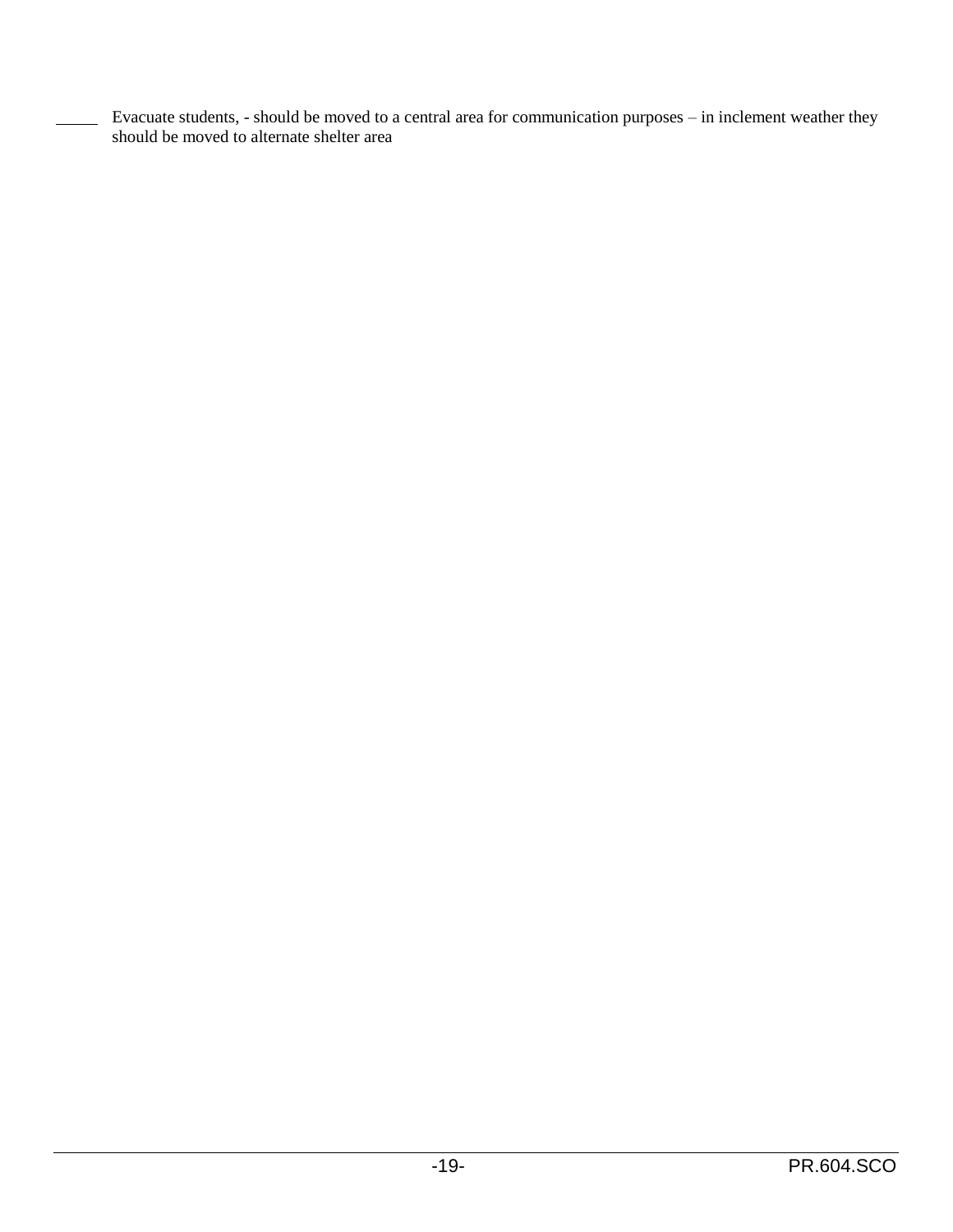_____ Evacuate students, - should be moved to a central area for communication purposes – in inclement weather they should be moved to alternate shelter area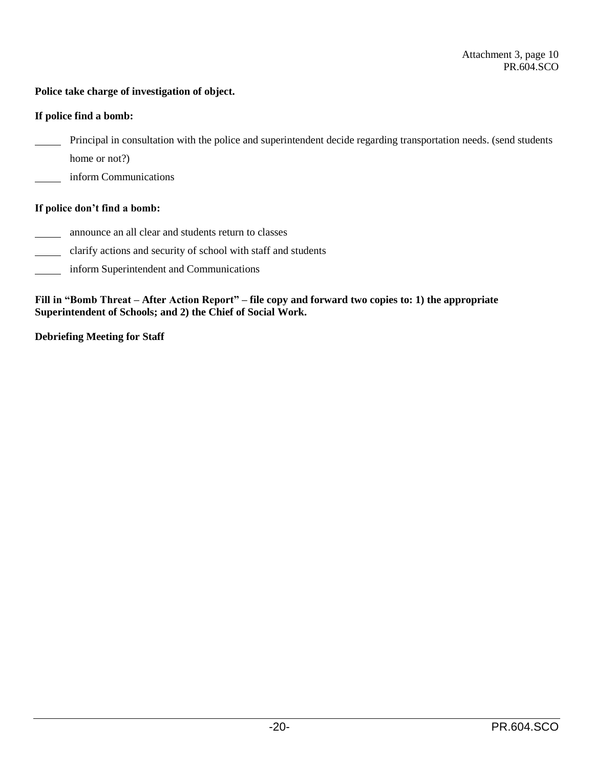Attachment 3, page 10

**Police take charge of investigation of object.**

**If police find a bomb:**

_____ Principal in consultation with the police and superintendent decide regarding transportation needs. (send students home or not?)

_____ inform Communications

**If police don't find a bomb:**

_____ announce an all clear and students return to classes

_____ clarify actions and security of school with staff and students

_____ inform Superintendent and Communications

**Fill in "Bomb Threat – After Action Report" – file copy and forward two copies to: 1) the appropriate Superintendent of Schools; and 2) the Chief of Social Work.**

**Debriefing Meeting for Staff**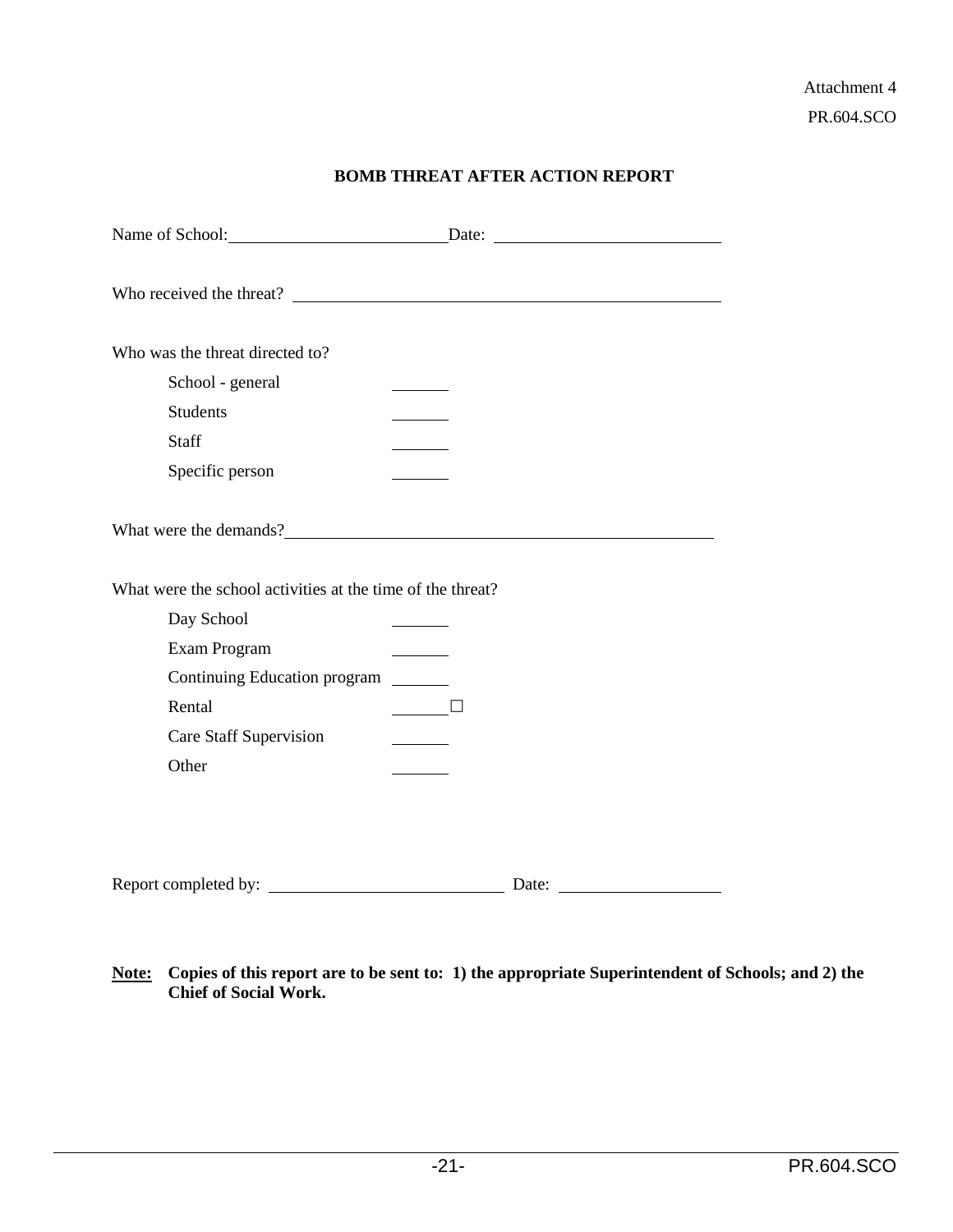Attachment 4

PR.604.SCO

**BOMB THREAT AFTER ACTION REPORT**

Name of School: ______________________ Date: ______________________

Who received the threat? ____________________________________________

Who was the threat directed to?

- School - general ______
- Students ______
- Staff ______
- Specific person ______

What were the demands? ____________________________________________

What were the school activities at the time of the threat?

- Day School ______
- Exam Program ______
- Continuing Education program ______
- Rental ______ ☐
- Care Staff Supervision ______
- Other ______

Report completed by: ______________________ Date: ________________

**<u>Note:</u> Copies of this report are to be sent to: 1) the appropriate Superintendent of Schools; and 2) the Chief of Social Work.**